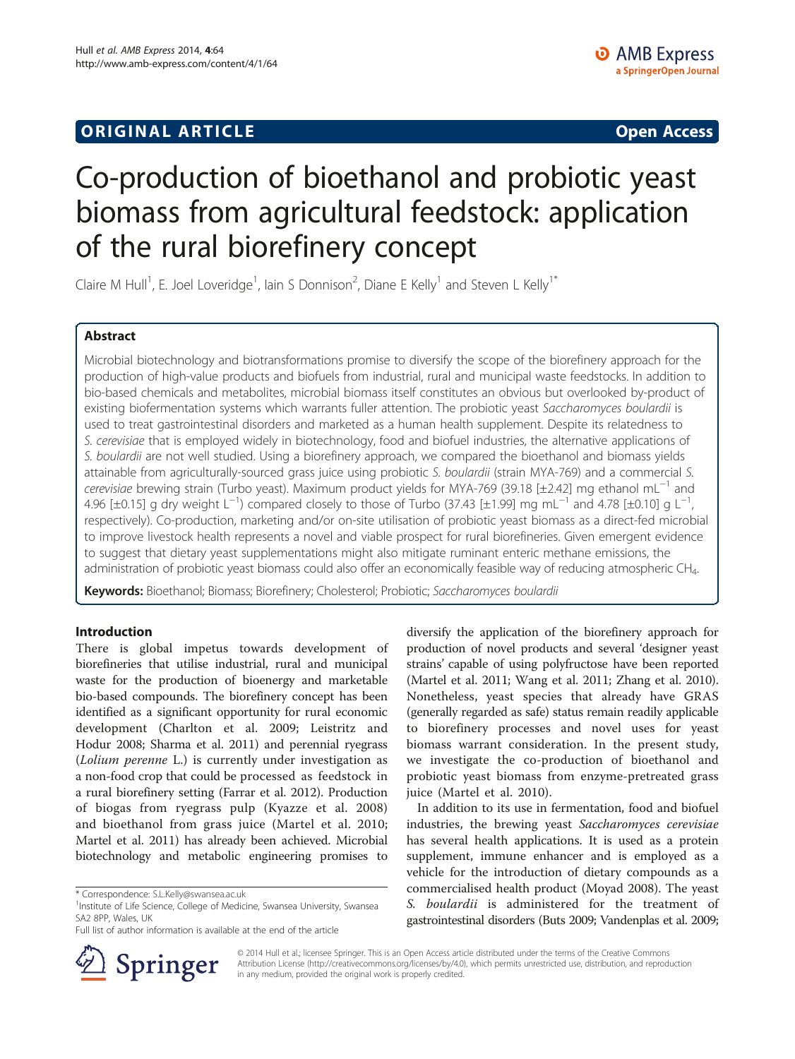ORIGINAL ARTICLE

Open Access

# Co-production of bioethanol and probiotic yeast biomass from agricultural feedstock: application of the rural biorefinery concept

Claire M Hull[1], E. Joel Loveridge[1], Iain S Donnison[2], Diane E Kelly[1] and Steven L Kelly[1*]

## Abstract

Microbial biotechnology and biotransformations promise to diversify the scope of the biorefinery approach for the production of high-value products and biofuels from industrial, rural and municipal waste feedstocks. In addition to bio-based chemicals and metabolites, microbial biomass itself constitutes an obvious but overlooked by-product of existing biofermentation systems which warrants fuller attention. The probiotic yeast *Saccharomyces boulardii* is used to treat gastrointestinal disorders and marketed as a human health supplement. Despite its relatedness to *S. cerevisiae* that is employed widely in biotechnology, food and biofuel industries, the alternative applications of *S. boulardii* are not well studied. Using a biorefinery approach, we compared the bioethanol and biomass yields attainable from agriculturally-sourced grass juice using probiotic *S. boulardii* (strain MYA-769) and a commercial *S. cerevisiae* brewing strain (Turbo yeast). Maximum product yields for MYA-769 (39.18 [±2.42] mg ethanol mL$^{-1}$ and 4.96 [±0.15] g dry weight L$^{-1}$) compared closely to those of Turbo (37.43 [±1.99] mg mL$^{-1}$ and 4.78 [±0.10] g L$^{-1}$, respectively). Co-production, marketing and/or on-site utilisation of probiotic yeast biomass as a direct-fed microbial to improve livestock health represents a novel and viable prospect for rural biorefineries. Given emergent evidence to suggest that dietary yeast supplementations might also mitigate ruminant enteric methane emissions, the administration of probiotic yeast biomass could also offer an economically feasible way of reducing atmospheric $CH_4$.

**Keywords:** Bioethanol; Biomass; Biorefinery; Cholesterol; Probiotic; *Saccharomyces boulardii*

## Introduction

There is global impetus towards development of biorefineries that utilise industrial, rural and municipal waste for the production of bioenergy and marketable bio-based compounds. The biorefinery concept has been identified as a significant opportunity for rural economic development (Charlton et al. 2009; Leistritz and Hodur 2008; Sharma et al. 2011) and perennial ryegrass (*Lolium perenne* L.) is currently under investigation as a non-food crop that could be processed as feedstock in a rural biorefinery setting (Farrar et al. 2012). Production of biogas from ryegrass pulp (Kyazze et al. 2008) and bioethanol from grass juice (Martel et al. 2010; Martel et al. 2011) has already been achieved. Microbial biotechnology and metabolic engineering promises to diversify the application of the biorefinery approach for production of novel products and several 'designer yeast strains' capable of using polyfructose have been reported (Martel et al. 2011; Wang et al. 2011; Zhang et al. 2010). Nonetheless, yeast species that already have GRAS (generally regarded as safe) status remain readily applicable to biorefinery processes and novel uses for yeast biomass warrant consideration. In the present study, we investigate the co-production of bioethanol and probiotic yeast biomass from enzyme-pretreated grass juice (Martel et al. 2010).

In addition to its use in fermentation, food and biofuel industries, the brewing yeast *Saccharomyces cerevisiae* has several health applications. It is used as a protein supplement, immune enhancer and is employed as a vehicle for the introduction of dietary compounds as a commercialised health product (Moyad 2008). The yeast *S. boulardii* is administered for the treatment of gastrointestinal disorders (Buts 2009; Vandenplas et al. 2009;

\* Correspondence: S.L.Kelly@swansea.ac.uk
[1]Institute of Life Science, College of Medicine, Swansea University, Swansea SA2 8PP, Wales, UK
Full list of author information is available at the end of the article

© 2014 Hull et al.; licensee Springer. This is an Open Access article distributed under the terms of the Creative Commons Attribution License (http://creativecommons.org/licenses/by/4.0), which permits unrestricted use, distribution, and reproduction in any medium, provided the original work is properly credited.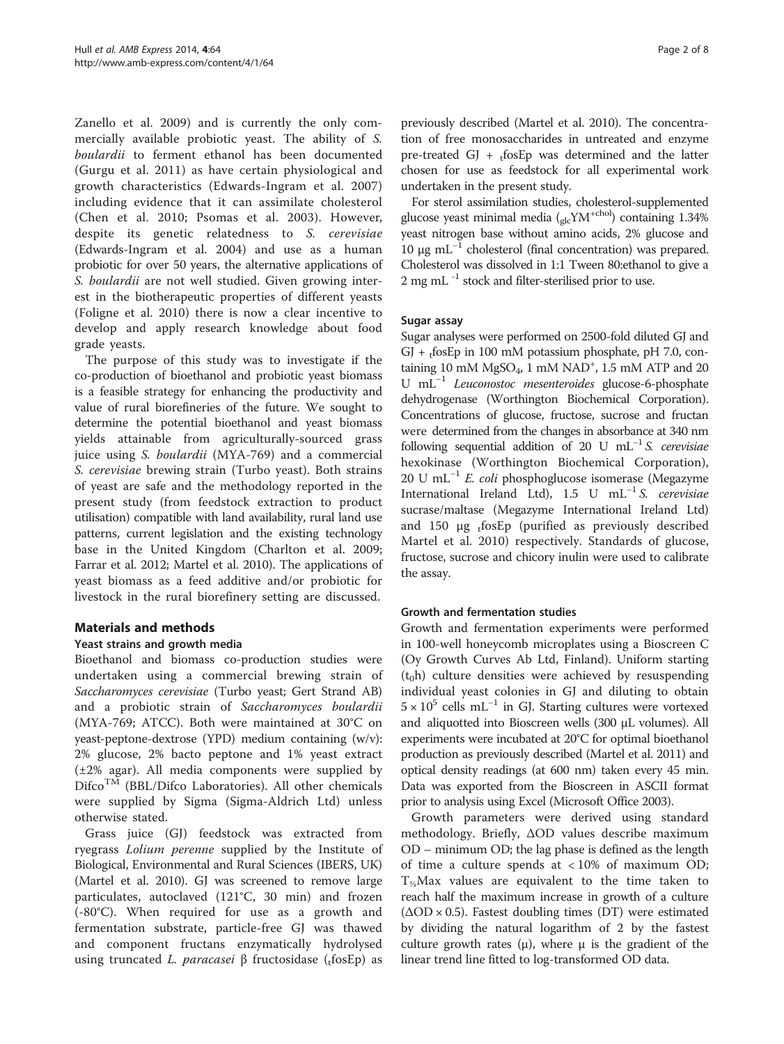Zanello et al. 2009) and is currently the only commercially available probiotic yeast. The ability of *S. boulardii* to ferment ethanol has been documented (Gurgu et al. 2011) as have certain physiological and growth characteristics (Edwards-Ingram et al. 2007) including evidence that it can assimilate cholesterol (Chen et al. 2010; Psomas et al. 2003). However, despite its genetic relatedness to *S. cerevisiae* (Edwards-Ingram et al. 2004) and use as a human probiotic for over 50 years, the alternative applications of *S. boulardii* are not well studied. Given growing interest in the biotherapeutic properties of different yeasts (Foligne et al. 2010) there is now a clear incentive to develop and apply research knowledge about food grade yeasts.

The purpose of this study was to investigate if the co-production of bioethanol and probiotic yeast biomass is a feasible strategy for enhancing the productivity and value of rural biorefineries of the future. We sought to determine the potential bioethanol and yeast biomass yields attainable from agriculturally-sourced grass juice using *S. boulardii* (MYA-769) and a commercial *S. cerevisiae* brewing strain (Turbo yeast). Both strains of yeast are safe and the methodology reported in the present study (from feedstock extraction to product utilisation) compatible with land availability, rural land use patterns, current legislation and the existing technology base in the United Kingdom (Charlton et al. 2009; Farrar et al. 2012; Martel et al. 2010). The applications of yeast biomass as a feed additive and/or probiotic for livestock in the rural biorefinery setting are discussed.

## Materials and methods

### Yeast strains and growth media

Bioethanol and biomass co-production studies were undertaken using a commercial brewing strain of *Saccharomyces cerevisiae* (Turbo yeast; Gert Strand AB) and a probiotic strain of *Saccharomyces boulardii* (MYA-769; ATCC). Both were maintained at 30°C on yeast-peptone-dextrose (YPD) medium containing (w/v): 2% glucose, 2% bacto peptone and 1% yeast extract (±2% agar). All media components were supplied by Difco™ (BBL/Difco Laboratories). All other chemicals were supplied by Sigma (Sigma-Aldrich Ltd) unless otherwise stated.

Grass juice (GJ) feedstock was extracted from ryegrass *Lolium perenne* supplied by the Institute of Biological, Environmental and Rural Sciences (IBERS, UK) (Martel et al. 2010). GJ was screened to remove large particulates, autoclaved (121°C, 30 min) and frozen (-80°C). When required for use as a growth and fermentation substrate, particle-free GJ was thawed and component fructans enzymatically hydrolysed using truncated *L. paracasei* β fructosidase ($_{t}$fosEp) as previously described (Martel et al. 2010). The concentration of free monosaccharides in untreated and enzyme pre-treated GJ + $_{t}$fosEp was determined and the latter chosen for use as feedstock for all experimental work undertaken in the present study.

For sterol assimilation studies, cholesterol-supplemented glucose yeast minimal media ($_{glc}YM^{+chol}$) containing 1.34% yeast nitrogen base without amino acids, 2% glucose and 10 μg mL$^{-1}$ cholesterol (final concentration) was prepared. Cholesterol was dissolved in 1:1 Tween 80:ethanol to give a 2 mg mL$^{-1}$ stock and filter-sterilised prior to use.

### Sugar assay

Sugar analyses were performed on 2500-fold diluted GJ and GJ + $_{t}$fosEp in 100 mM potassium phosphate, pH 7.0, containing 10 mM $MgSO_4$, 1 mM $NAD^+$, 1.5 mM ATP and 20 U mL$^{-1}$ *Leuconostoc mesenteroides* glucose-6-phosphate dehydrogenase (Worthington Biochemical Corporation). Concentrations of glucose, fructose, sucrose and fructan were determined from the changes in absorbance at 340 nm following sequential addition of 20 U mL$^{-1}$ *S. cerevisiae* hexokinase (Worthington Biochemical Corporation), 20 U mL$^{-1}$ *E. coli* phosphoglucose isomerase (Megazyme International Ireland Ltd), 1.5 U mL$^{-1}$ *S. cerevisiae* sucrase/maltase (Megazyme International Ireland Ltd) and 150 μg $_{t}$fosEp (purified as previously described Martel et al. 2010) respectively. Standards of glucose, fructose, sucrose and chicory inulin were used to calibrate the assay.

### Growth and fermentation studies

Growth and fermentation experiments were performed in 100-well honeycomb microplates using a Bioscreen C (Oy Growth Curves Ab Ltd, Finland). Uniform starting ($t_0$h) culture densities were achieved by resuspending individual yeast colonies in GJ and diluting to obtain $5 \times 10^5$ cells mL$^{-1}$ in GJ. Starting cultures were vortexed and aliquotted into Bioscreen wells (300 μL volumes). All experiments were incubated at 20°C for optimal bioethanol production as previously described (Martel et al. 2011) and optical density readings (at 600 nm) taken every 45 min. Data was exported from the Bioscreen in ASCII format prior to analysis using Excel (Microsoft Office 2003).

Growth parameters were derived using standard methodology. Briefly, ΔOD values describe maximum OD – minimum OD; the lag phase is defined as the length of time a culture spends at < 10% of maximum OD; $T_{½}Max$ values are equivalent to the time taken to reach half the maximum increase in growth of a culture (ΔOD × 0.5). Fastest doubling times (DT) were estimated by dividing the natural logarithm of 2 by the fastest culture growth rates (μ), where μ is the gradient of the linear trend line fitted to log-transformed OD data.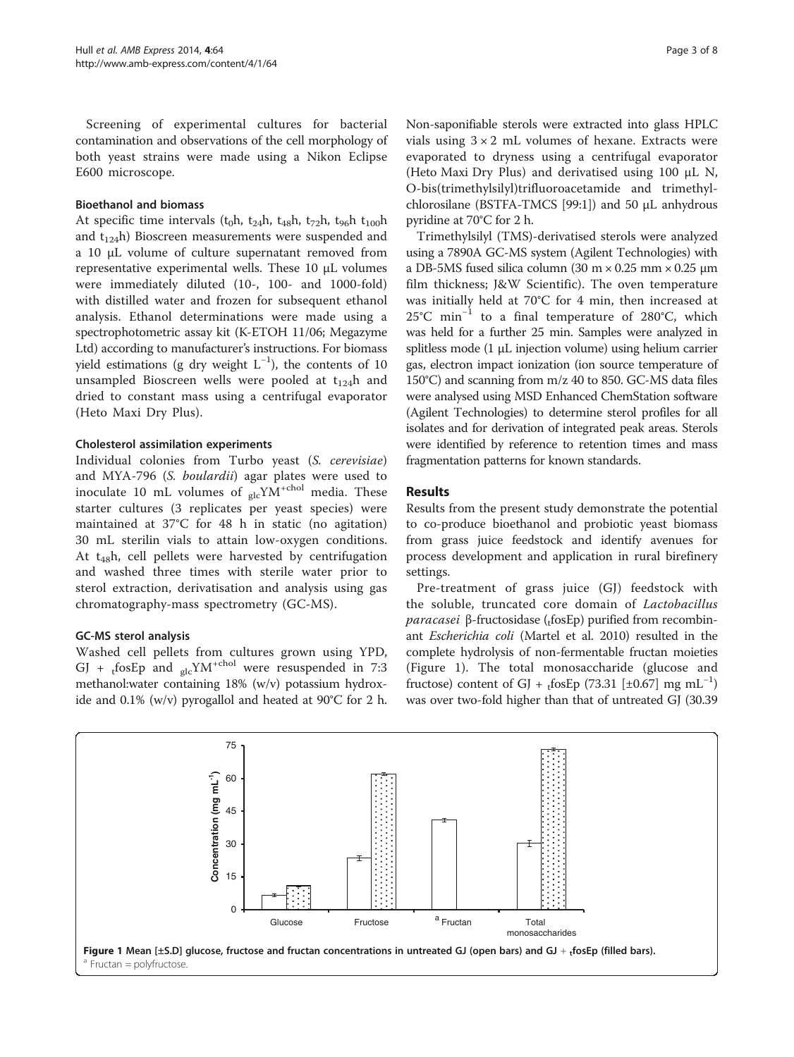Screening of experimental cultures for bacterial contamination and observations of the cell morphology of both yeast strains were made using a Nikon Eclipse E600 microscope.

### Bioethanol and biomass

At specific time intervals ($t_0$h, $t_{24}$h, $t_{48}$h, $t_{72}$h, $t_{96}$h $t_{100}$h and $t_{124}$h) Bioscreen measurements were suspended and a 10 μL volume of culture supernatant removed from representative experimental wells. These 10 μL volumes were immediately diluted (10-, 100- and 1000-fold) with distilled water and frozen for subsequent ethanol analysis. Ethanol determinations were made using a spectrophotometric assay kit (K-ETOH 11/06; Megazyme Ltd) according to manufacturer's instructions. For biomass yield estimations (g dry weight $L^{-1}$), the contents of 10 unsampled Bioscreen wells were pooled at $t_{124}$h and dried to constant mass using a centrifugal evaporator (Heto Maxi Dry Plus).

### Cholesterol assimilation experiments

Individual colonies from Turbo yeast (*S. cerevisiae*) and MYA-796 (*S. boulardii*) agar plates were used to inoculate 10 mL volumes of $_{glc}YM^{+chol}$ media. These starter cultures (3 replicates per yeast species) were maintained at 37°C for 48 h in static (no agitation) 30 mL sterilin vials to attain low-oxygen conditions. At $t_{48}$h, cell pellets were harvested by centrifugation and washed three times with sterile water prior to sterol extraction, derivatisation and analysis using gas chromatography-mass spectrometry (GC-MS).

### GC-MS sterol analysis

Washed cell pellets from cultures grown using YPD, GJ + $_{t}$fosEp and $_{glc}YM^{+chol}$ were resuspended in 7:3 methanol:water containing 18% (w/v) potassium hydroxide and 0.1% (w/v) pyrogallol and heated at 90°C for 2 h. Non-saponifiable sterols were extracted into glass HPLC vials using 3 × 2 mL volumes of hexane. Extracts were evaporated to dryness using a centrifugal evaporator (Heto Maxi Dry Plus) and derivatised using 100 μL N, O-bis(trimethylsilyl)trifluoroacetamide and trimethylchlorosilane (BSTFA-TMCS [99:1]) and 50 μL anhydrous pyridine at 70°C for 2 h.

Trimethylsilyl (TMS)-derivatised sterols were analyzed using a 7890A GC-MS system (Agilent Technologies) with a DB-5MS fused silica column (30 m × 0.25 mm × 0.25 μm film thickness; J&W Scientific). The oven temperature was initially held at 70°C for 4 min, then increased at 25°C $min^{-1}$ to a final temperature of 280°C, which was held for a further 25 min. Samples were analyzed in splitless mode (1 μL injection volume) using helium carrier gas, electron impact ionization (ion source temperature of 150°C) and scanning from m/z 40 to 850. GC-MS data files were analysed using MSD Enhanced ChemStation software (Agilent Technologies) to determine sterol profiles for all isolates and for derivation of integrated peak areas. Sterols were identified by reference to retention times and mass fragmentation patterns for known standards.

## Results

Results from the present study demonstrate the potential to co-produce bioethanol and probiotic yeast biomass from grass juice feedstock and identify avenues for process development and application in rural birefinery settings.

Pre-treatment of grass juice (GJ) feedstock with the soluble, truncated core domain of *Lactobacillus paracasei* β-fructosidase ($_{t}$fosEp) purified from recombinant *Escherichia coli* (Martel et al. 2010) resulted in the complete hydrolysis of non-fermentable fructan moieties (Figure 1). The total monosaccharide (glucose and fructose) content of GJ + $_{t}$fosEp (73.31 [±0.67] mg $mL^{-1}$) was over two-fold higher than that of untreated GJ (30.39

**Figure 1 Mean [±S.D] glucose, fructose and fructan concentrations in untreated GJ (open bars) and GJ + $_{t}$fosEp (filled bars).**
[a] Fructan = polyfructose.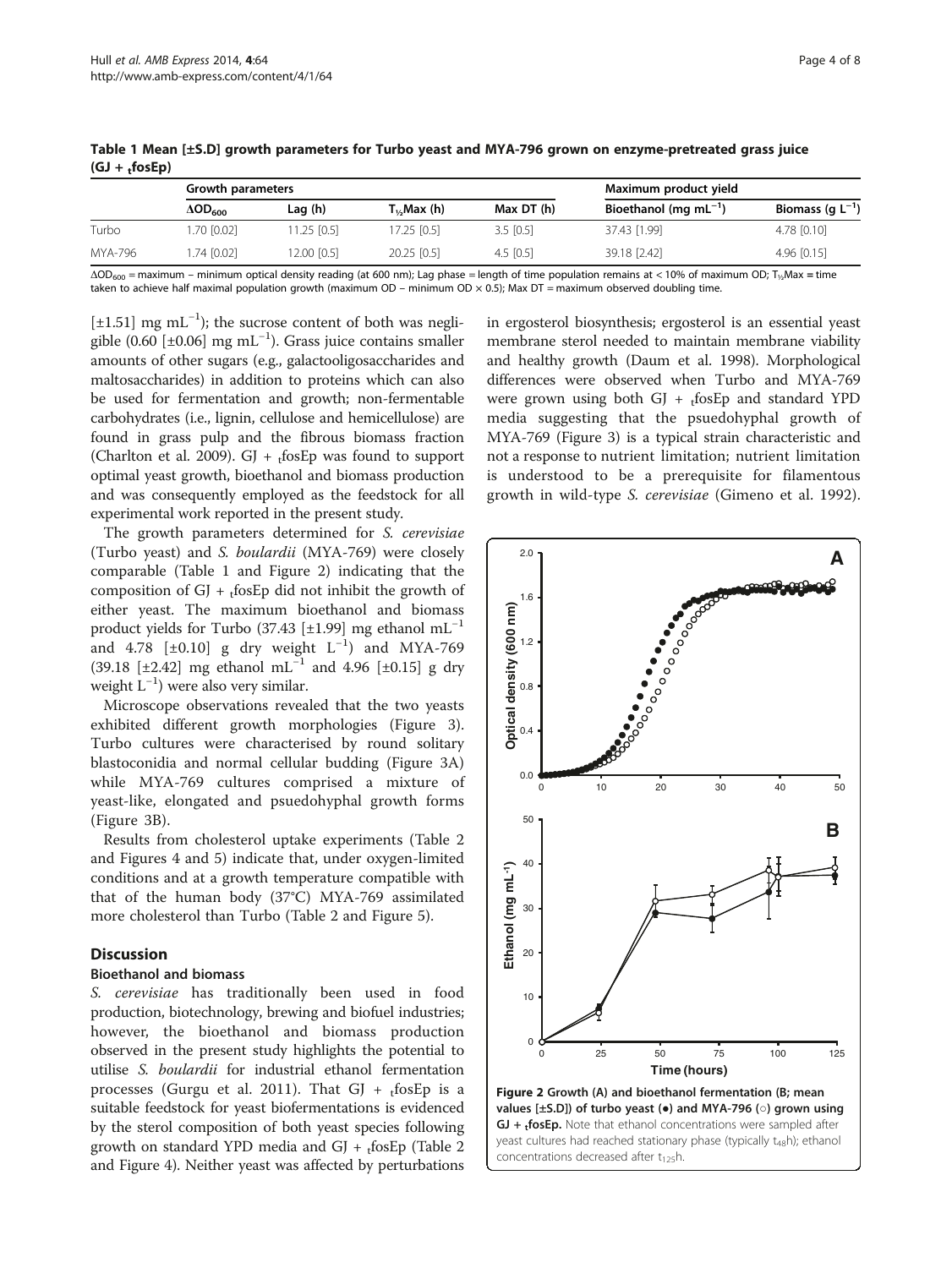**Table 1 Mean [±S.D] growth parameters for Turbo yeast and MYA-796 grown on enzyme-pretreated grass juice (GJ + $_{t}$fosEp)**

| | Growth parameters | | | | Maximum product yield | |
|---|---|---|---|---|---|---|
| | $\Delta OD_{600}$ | Lag (h) | $T_{½}Max$ (h) | Max DT (h) | Bioethanol (mg mL$^{-1}$) | Biomass (g L$^{-1}$) |
| Turbo | 1.70 [0.02] | 11.25 [0.5] | 17.25 [0.5] | 3.5 [0.5] | 37.43 [1.99] | 4.78 [0.10] |
| MYA-796 | 1.74 [0.02] | 12.00 [0.5] | 20.25 [0.5] | 4.5 [0.5] | 39.18 [2.42] | 4.96 [0.15] |

$\Delta OD_{600}$ = maximum – minimum optical density reading (at 600 nm); Lag phase = length of time population remains at < 10% of maximum OD; $T_{½}Max$ = time taken to achieve half maximal population growth (maximum OD – minimum OD × 0.5); Max DT = maximum observed doubling time.

[±1.51] mg mL$^{-1}$); the sucrose content of both was negligible (0.60 [±0.06] mg mL$^{-1}$). Grass juice contains smaller amounts of other sugars (e.g., galactooligosaccharides and maltosaccharides) in addition to proteins which can also be used for fermentation and growth; non-fermentable carbohydrates (i.e., lignin, cellulose and hemicellulose) are found in grass pulp and the fibrous biomass fraction (Charlton et al. 2009). GJ + $_{t}$fosEp was found to support optimal yeast growth, bioethanol and biomass production and was consequently employed as the feedstock for all experimental work reported in the present study.

The growth parameters determined for *S. cerevisiae* (Turbo yeast) and *S. boulardii* (MYA-769) were closely comparable (Table 1 and Figure 2) indicating that the composition of GJ + $_{t}$fosEp did not inhibit the growth of either yeast. The maximum bioethanol and biomass product yields for Turbo (37.43 [±1.99] mg ethanol mL$^{-1}$ and 4.78 [±0.10] g dry weight L$^{-1}$) and MYA-769 (39.18 [±2.42] mg ethanol mL$^{-1}$ and 4.96 [±0.15] g dry weight L$^{-1}$) were also very similar.

Microscope observations revealed that the two yeasts exhibited different growth morphologies (Figure 3). Turbo cultures were characterised by round solitary blastoconidia and normal cellular budding (Figure 3A) while MYA-769 cultures comprised a mixture of yeast-like, elongated and psuedohyphal growth forms (Figure 3B).

Results from cholesterol uptake experiments (Table 2 and Figures 4 and 5) indicate that, under oxygen-limited conditions and at a growth temperature compatible with that of the human body (37°C) MYA-769 assimilated more cholesterol than Turbo (Table 2 and Figure 5).

## Discussion

### Bioethanol and biomass

*S. cerevisiae* has traditionally been used in food production, biotechnology, brewing and biofuel industries; however, the bioethanol and biomass production observed in the present study highlights the potential to utilise *S. boulardii* for industrial ethanol fermentation processes (Gurgu et al. 2011). That GJ + $_{t}$fosEp is a suitable feedstock for yeast biofermentations is evidenced by the sterol composition of both yeast species following growth on standard YPD media and GJ + $_{t}$fosEp (Table 2 and Figure 4). Neither yeast was affected by perturbations in ergosterol biosynthesis; ergosterol is an essential yeast membrane sterol needed to maintain membrane viability and healthy growth (Daum et al. 1998). Morphological differences were observed when Turbo and MYA-769 were grown using both GJ + $_{t}$fosEp and standard YPD media suggesting that the psuedohyphal growth of MYA-769 (Figure 3) is a typical strain characteristic and not a response to nutrient limitation; nutrient limitation is understood to be a prerequisite for filamentous growth in wild-type *S. cerevisiae* (Gimeno et al. 1992).

**Figure 2 Growth (A) and bioethanol fermentation (B; mean values [±S.D]) of turbo yeast (●) and MYA-796 (○) grown using GJ + $_{t}$fosEp.** Note that ethanol concentrations were sampled after yeast cultures had reached stationary phase (typically $t_{48}$h); ethanol concentrations decreased after $t_{125}$h.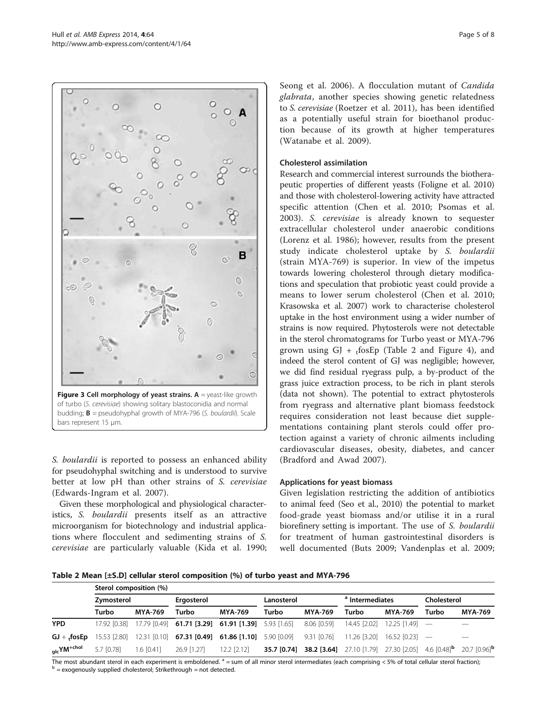Figure 3 Cell morphology of yeast strains. A = yeast-like growth of turbo (*S. cerevisiae*) showing solitary blastoconidia and normal budding; B = pseudohyphal growth of MYA-796 (*S. boulardii*). Scale bars represent 15 μm.

*S. boulardii* is reported to possess an enhanced ability for pseudohyphal switching and is understood to survive better at low pH than other strains of *S. cerevisiae* (Edwards-Ingram et al. 2007).

Given these morphological and physiological characteristics, *S. boulardii* presents itself as an attractive microorganism for biotechnology and industrial applications where flocculent and sedimenting strains of *S. cerevisiae* are particularly valuable (Kida et al. 1990; Seong et al. 2006). A flocculation mutant of *Candida glabrata*, another species showing genetic relatedness to *S. cerevisiae* (Roetzer et al. 2011), has been identified as a potentially useful strain for bioethanol production because of its growth at higher temperatures (Watanabe et al. 2009).

### Cholesterol assimilation

Research and commercial interest surrounds the biotherapeutic properties of different yeasts (Foligne et al. 2010) and those with cholesterol-lowering activity have attracted specific attention (Chen et al. 2010; Psomas et al. 2003). *S. cerevisiae* is already known to sequester extracellular cholesterol under anaerobic conditions (Lorenz et al. 1986); however, results from the present study indicate cholesterol uptake by *S. boulardii* (strain MYA-769) is superior. In view of the impetus towards lowering cholesterol through dietary modifications and speculation that probiotic yeast could provide a means to lower serum cholesterol (Chen et al. 2010; Krasowska et al. 2007) work to characterise cholesterol uptake in the host environment using a wider number of strains is now required. Phytosterols were not detectable in the sterol chromatograms for Turbo yeast or MYA-796 grown using GJ + $_t$fosEp (Table 2 and Figure 4), and indeed the sterol content of GJ was negligible; however, we did find residual ryegrass pulp, a by-product of the grass juice extraction process, to be rich in plant sterols (data not shown). The potential to extract phytosterols from ryegrass and alternative plant biomass feedstock requires consideration not least because diet supplementations containing plant sterols could offer protection against a variety of chronic ailments including cardiovascular diseases, obesity, diabetes, and cancer (Bradford and Awad 2007).

### Applications for yeast biomass

Given legislation restricting the addition of antibiotics to animal feed (Seo et al., 2010) the potential to market food-grade yeast biomass and/or utilise it in a rural biorefinery setting is important. The use of *S. boulardii* for treatment of human gastrointestinal disorders is well documented (Buts 2009; Vandenplas et al. 2009;

**Table 2 Mean [±S.D] cellular sterol composition (%) of turbo yeast and MYA-796**

| | Sterol composition (%) | | | | | | | | | |
|---|---|---|---|---|---|---|---|---|---|---|
| | Zymosterol | | Ergosterol | | Lanosterol | | [a] Intermediates | | Cholesterol | |
| | Turbo | MYA-769 | Turbo | MYA-769 | Turbo | MYA-769 | Turbo | MYA-769 | Turbo | MYA-769 |
| **YPD** | 17.92 [0.38] | 17.79 [0.49] | **61.71 [3.29]** | **61.91 [1.39]** | 5.93 [1.65] | 8.06 [0.59] | 14.45 [2.02] | 12.25 [1.49] | — | — |
| **GJ + $_t$fosEp** | 15.53 [2.80] | 12.31 [0.10] | **67.31 [0.49]** | **61.86 [1.10]** | 5.90 [0.09] | 9.31 [0.76] | 11.26 [3.20] | 16.52 [0.23] | — | — |
| **$_{glc}$YM$^{+chol}$** | 5.7 [0.78] | 1.6 [0.41] | 26.9 [1.27] | 12.2 [2.12] | **35.7 [0.74]** | **38.2 [3.64]** | 27.10 [1.79] | 27.30 [2.05] | 4.6 [0.48][b] | 20.7 [0.96][b] |

The most abundant sterol in each experiment is emboldened. [a] = sum of all minor sterol intermediates (each comprising < 5% of total cellular sterol fraction); [b] = exogenously supplied cholesterol; Strikethrough = not detected.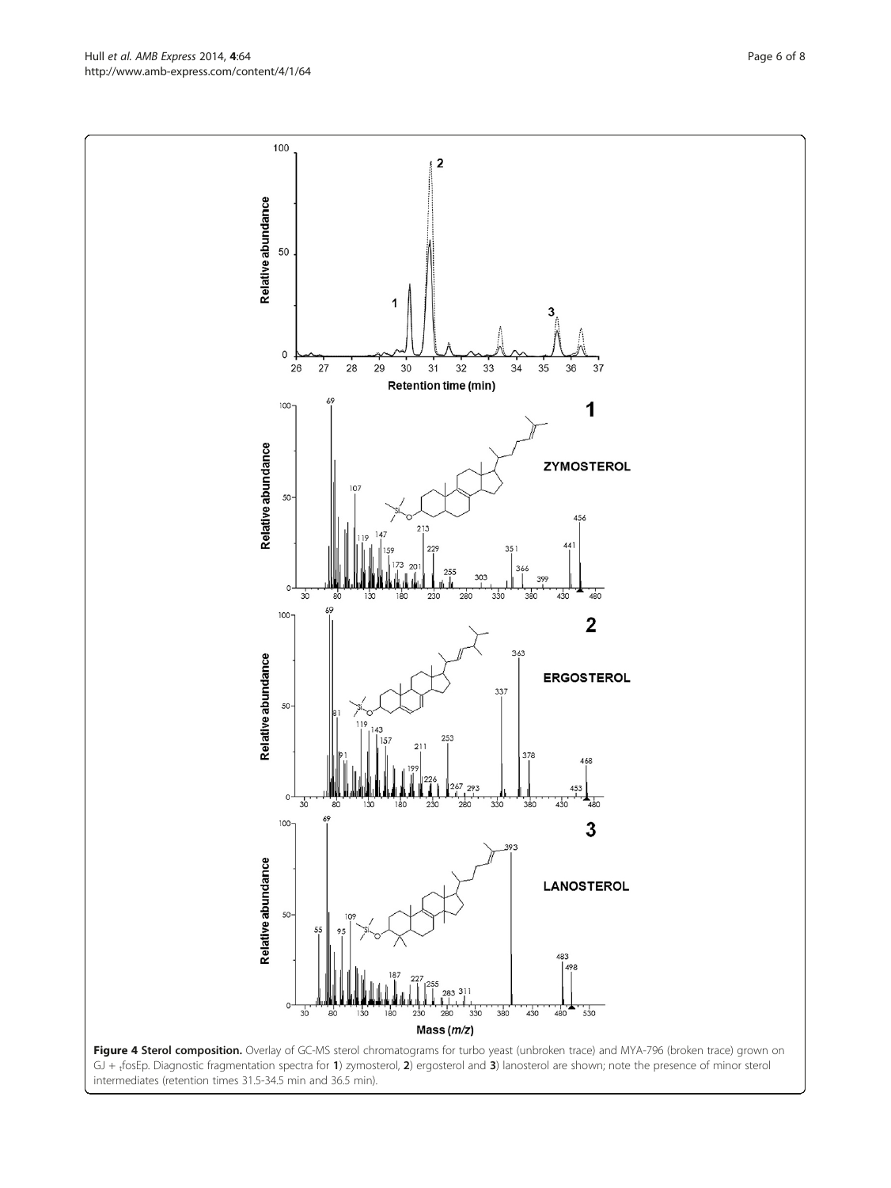**Figure 4 Sterol composition.** Overlay of GC-MS sterol chromatograms for turbo yeast (unbroken trace) and MYA-796 (broken trace) grown on GJ + $_t$fosEp. Diagnostic fragmentation spectra for **1**) zymosterol, **2**) ergosterol and **3**) lanosterol are shown; note the presence of minor sterol intermediates (retention times 31.5-34.5 min and 36.5 min).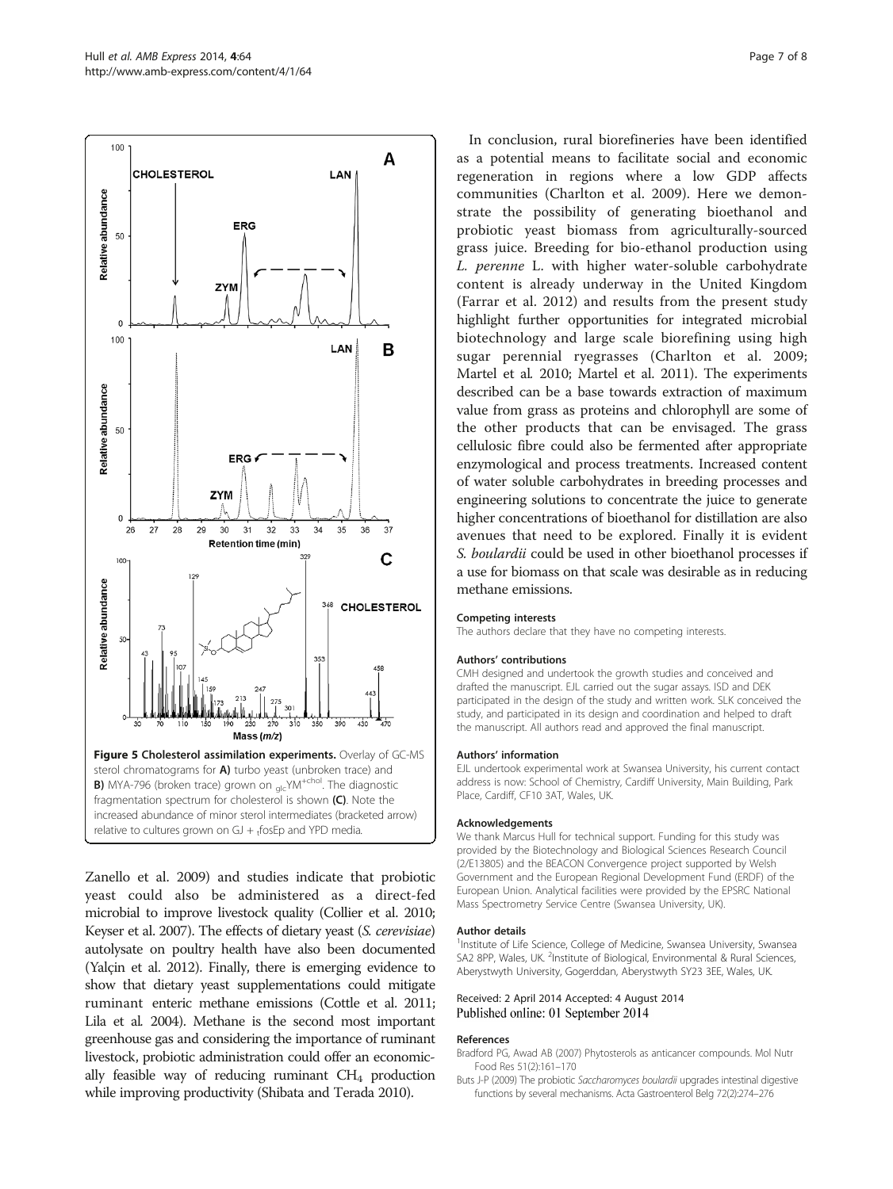Figure 5 Cholesterol assimilation experiments. Overlay of GC-MS sterol chromatograms for A) turbo yeast (unbroken trace) and B) MYA-796 (broken trace) grown on $_{glc}$YM$^{+chol}$. The diagnostic fragmentation spectrum for cholesterol is shown (C). Note the increased abundance of minor sterol intermediates (bracketed arrow) relative to cultures grown on GJ + $_{f}$fosEp and YPD media.

Zanello et al. 2009) and studies indicate that probiotic yeast could also be administered as a direct-fed microbial to improve livestock quality (Collier et al. 2010; Keyser et al. 2007). The effects of dietary yeast (*S. cerevisiae*) autolysate on poultry health have also been documented (Yalçin et al. 2012). Finally, there is emerging evidence to show that dietary yeast supplementations could mitigate ruminant enteric methane emissions (Cottle et al. 2011; Lila et al. 2004). Methane is the second most important greenhouse gas and considering the importance of ruminant livestock, probiotic administration could offer an economically feasible way of reducing ruminant $CH_4$ production while improving productivity (Shibata and Terada 2010).

In conclusion, rural biorefineries have been identified as a potential means to facilitate social and economic regeneration in regions where a low GDP affects communities (Charlton et al. 2009). Here we demonstrate the possibility of generating bioethanol and probiotic yeast biomass from agriculturally-sourced grass juice. Breeding for bio-ethanol production using *L. perenne* L. with higher water-soluble carbohydrate content is already underway in the United Kingdom (Farrar et al. 2012) and results from the present study highlight further opportunities for integrated microbial biotechnology and large scale biorefining using high sugar perennial ryegrasses (Charlton et al. 2009; Martel et al. 2010; Martel et al. 2011). The experiments described can be a base towards extraction of maximum value from grass as proteins and chlorophyll are some of the other products that can be envisaged. The grass cellulosic fibre could also be fermented after appropriate enzymological and process treatments. Increased content of water soluble carbohydrates in breeding processes and engineering solutions to concentrate the juice to generate higher concentrations of bioethanol for distillation are also avenues that need to be explored. Finally it is evident *S. boulardii* could be used in other bioethanol processes if a use for biomass on that scale was desirable as in reducing methane emissions.

#### Competing interests
The authors declare that they have no competing interests.

#### Authors' contributions
CMH designed and undertook the growth studies and conceived and drafted the manuscript. EJL carried out the sugar assays. ISD and DEK participated in the design of the study and written work. SLK conceived the study, and participated in its design and coordination and helped to draft the manuscript. All authors read and approved the final manuscript.

#### Authors' information
EJL undertook experimental work at Swansea University, his current contact address is now: School of Chemistry, Cardiff University, Main Building, Park Place, Cardiff, CF10 3AT, Wales, UK.

#### Acknowledgements
We thank Marcus Hull for technical support. Funding for this study was provided by the Biotechnology and Biological Sciences Research Council (2/E13805) and the BEACON Convergence project supported by Welsh Government and the European Regional Development Fund (ERDF) of the European Union. Analytical facilities were provided by the EPSRC National Mass Spectrometry Service Centre (Swansea University, UK).

#### Author details
[1]Institute of Life Science, College of Medicine, Swansea University, Swansea SA2 8PP, Wales, UK. [2]Institute of Biological, Environmental & Rural Sciences, Aberystwyth University, Gogerddan, Aberystwyth SY23 3EE, Wales, UK.

Received: 2 April 2014 Accepted: 4 August 2014
Published online: 01 September 2014

#### References
Bradford PG, Awad AB (2007) Phytosterols as anticancer compounds. Mol Nutr Food Res 51(2):161–170

Buts J-P (2009) The probiotic *Saccharomyces boulardii* upgrades intestinal digestive functions by several mechanisms. Acta Gastroenterol Belg 72(2):274–276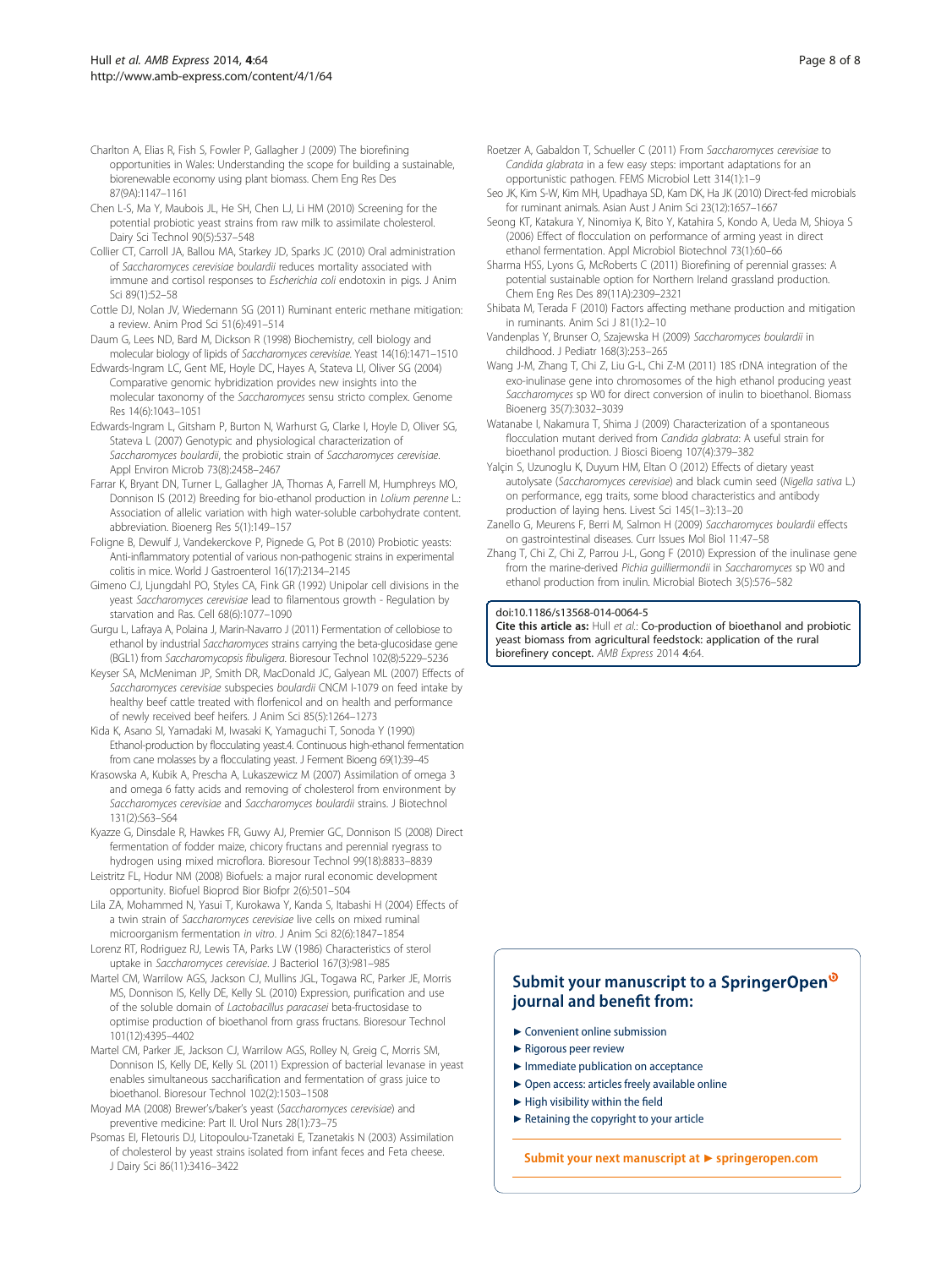Charlton A, Elias R, Fish S, Fowler P, Gallagher J (2009) The biorefining opportunities in Wales: Understanding the scope for building a sustainable, biorenewable economy using plant biomass. Chem Eng Res Des 87(9A):1147–1161

Chen L-S, Ma Y, Maubois JL, He SH, Chen LJ, Li HM (2010) Screening for the potential probiotic yeast strains from raw milk to assimilate cholesterol. Dairy Sci Technol 90(5):537–548

Collier CT, Carroll JA, Ballou MA, Starkey JD, Sparks JC (2010) Oral administration of *Saccharomyces cerevisiae boulardii* reduces mortality associated with immune and cortisol responses to *Escherichia coli* endotoxin in pigs. J Anim Sci 89(1):52–58

Cottle DJ, Nolan JV, Wiedemann SG (2011) Ruminant enteric methane mitigation: a review. Anim Prod Sci 51(6):491–514

Daum G, Lees ND, Bard M, Dickson R (1998) Biochemistry, cell biology and molecular biology of lipids of *Saccharomyces cerevisiae*. Yeast 14(16):1471–1510

Edwards-Ingram LC, Gent ME, Hoyle DC, Hayes A, Stateva LI, Oliver SG (2004) Comparative genomic hybridization provides new insights into the molecular taxonomy of the *Saccharomyces* sensu stricto complex. Genome Res 14(6):1043–1051

Edwards-Ingram L, Gitsham P, Burton N, Warhurst G, Clarke I, Hoyle D, Oliver SG, Stateva L (2007) Genotypic and physiological characterization of *Saccharomyces boulardii*, the probiotic strain of *Saccharomyces cerevisiae*. Appl Environ Microb 73(8):2458–2467

Farrar K, Bryant DN, Turner L, Gallagher JA, Thomas A, Farrell M, Humphreys MO, Donnison IS (2012) Breeding for bio-ethanol production in *Lolium perenne* L.: Association of allelic variation with high water-soluble carbohydrate content. abbreviation. Bioenerg Res 5(1):149–157

Foligne B, Dewulf J, Vandekerckove P, Pignede G, Pot B (2010) Probiotic yeasts: Anti-inflammatory potential of various non-pathogenic strains in experimental colitis in mice. World J Gastroenterol 16(17):2134–2145

Gimeno CJ, Ljungdahl PO, Styles CA, Fink GR (1992) Unipolar cell divisions in the yeast *Saccharomyces cerevisiae* lead to filamentous growth - Regulation by starvation and Ras. Cell 68(6):1077–1090

Gurgu L, Lafraya A, Polaina J, Marin-Navarro J (2011) Fermentation of cellobiose to ethanol by industrial *Saccharomyces* strains carrying the beta-glucosidase gene (BGL1) from *Saccharomycopsis fibuligera*. Bioresour Technol 102(8):5229–5236

Keyser SA, McMeniman JP, Smith DR, MacDonald JC, Galyean ML (2007) Effects of *Saccharomyces cerevisiae* subspecies *boulardii* CNCM I-1079 on feed intake by healthy beef cattle treated with florfenicol and on health and performance of newly received beef heifers. J Anim Sci 85(5):1264–1273

Kida K, Asano SI, Yamadaki M, Iwasaki K, Yamaguchi T, Sonoda Y (1990) Ethanol-production by flocculating yeast.4. Continuous high-ethanol fermentation from cane molasses by a flocculating yeast. J Ferment Bioeng 69(1):39–45

Krasowska A, Kubik A, Prescha A, Lukaszewicz M (2007) Assimilation of omega 3 and omega 6 fatty acids and removing of cholesterol from environment by *Saccharomyces cerevisiae* and *Saccharomyces boulardii* strains. J Biotechnol 131(2):S63–S64

Kyazze G, Dinsdale R, Hawkes FR, Guwy AJ, Premier GC, Donnison IS (2008) Direct fermentation of fodder maize, chicory fructans and perennial ryegrass to hydrogen using mixed microflora. Bioresour Technol 99(18):8833–8839

Leistritz FL, Hodur NM (2008) Biofuels: a major rural economic development opportunity. Biofuel Bioprod Bior Biofpr 2(6):501–504

Lila ZA, Mohammed N, Yasui T, Kurokawa Y, Kanda S, Itabashi H (2004) Effects of a twin strain of *Saccharomyces cerevisiae* live cells on mixed ruminal microorganism fermentation *in vitro*. J Anim Sci 82(6):1847–1854

Lorenz RT, Rodriguez RJ, Lewis TA, Parks LW (1986) Characteristics of sterol uptake in *Saccharomyces cerevisiae*. J Bacteriol 167(3):981–985

Martel CM, Warrilow AGS, Jackson CJ, Mullins JGL, Togawa RC, Parker JE, Morris MS, Donnison IS, Kelly DE, Kelly SL (2010) Expression, purification and use of the soluble domain of *Lactobacillus paracasei* beta-fructosidase to optimise production of bioethanol from grass fructans. Bioresour Technol 101(12):4395–4402

Martel CM, Parker JE, Jackson CJ, Warrilow AGS, Rolley N, Greig C, Morris SM, Donnison IS, Kelly DE, Kelly SL (2011) Expression of bacterial levanase in yeast enables simultaneous saccharification and fermentation of grass juice to bioethanol. Bioresour Technol 102(2):1503–1508

Moyad MA (2008) Brewer's/baker's yeast (*Saccharomyces cerevisiae*) and preventive medicine: Part II. Urol Nurs 28(1):73–75

Psomas EI, Fletouris DJ, Litopoulou-Tzanetaki E, Tzanetakis N (2003) Assimilation of cholesterol by yeast strains isolated from infant feces and Feta cheese. J Dairy Sci 86(11):3416–3422

Roetzer A, Gabaldon T, Schueller C (2011) From *Saccharomyces cerevisiae* to *Candida glabrata* in a few easy steps: important adaptations for an opportunistic pathogen. FEMS Microbiol Lett 314(1):1–9

Seo JK, Kim S-W, Kim MH, Upadhaya SD, Kam DK, Ha JK (2010) Direct-fed microbials for ruminant animals. Asian Aust J Anim Sci 23(12):1657–1667

Seong KT, Katakura Y, Ninomiya K, Bito Y, Katahira S, Kondo A, Ueda M, Shioya S (2006) Effect of flocculation on performance of arming yeast in direct ethanol fermentation. Appl Microbiol Biotechnol 73(1):60–66

Sharma HSS, Lyons G, McRoberts C (2011) Biorefining of perennial grasses: A potential sustainable option for Northern Ireland grassland production. Chem Eng Res Des 89(11A):2309–2321

Shibata M, Terada F (2010) Factors affecting methane production and mitigation in ruminants. Anim Sci J 81(1):2–10

Vandenplas Y, Brunser O, Szajewska H (2009) *Saccharomyces boulardii* in childhood. J Pediatr 168(3):253–265

Wang J-M, Zhang T, Chi Z, Liu G-L, Chi Z-M (2011) 18S rDNA integration of the exo-inulinase gene into chromosomes of the high ethanol producing yeast *Saccharomyces* sp W0 for direct conversion of inulin to bioethanol. Biomass Bioenerg 35(7):3032–3039

Watanabe I, Nakamura T, Shima J (2009) Characterization of a spontaneous flocculation mutant derived from *Candida glabrata*: A useful strain for bioethanol production. J Biosci Bioeng 107(4):379–382

Yalçin S, Uzunoglu K, Duyum HM, Eltan O (2012) Effects of dietary yeast autolysate (*Saccharomyces cerevisiae*) and black cumin seed (*Nigella sativa* L.) on performance, egg traits, some blood characteristics and antibody production of laying hens. Livest Sci 145(1–3):13–20

Zanello G, Meurens F, Berri M, Salmon H (2009) *Saccharomyces boulardii* effects on gastrointestinal diseases. Curr Issues Mol Biol 11:47–58

Zhang T, Chi Z, Chi Z, Parrou J-L, Gong F (2010) Expression of the inulinase gene from the marine-derived *Pichia guilliermondii* in *Saccharomyces* sp W0 and ethanol production from inulin. Microbial Biotech 3(5):576–582

doi:10.1186/s13568-014-0064-5

**Cite this article as:** Hull *et al.*: Co-production of bioethanol and probiotic yeast biomass from agricultural feedstock: application of the rural biorefinery concept. *AMB Express* 2014 **4**:64.

**Submit your manuscript to a SpringerOpen journal and benefit from:**

- ► Convenient online submission
- ► Rigorous peer review
- ► Immediate publication on acceptance
- ► Open access: articles freely available online
- ► High visibility within the field
- ► Retaining the copyright to your article

**Submit your next manuscript at ► springeropen.com**